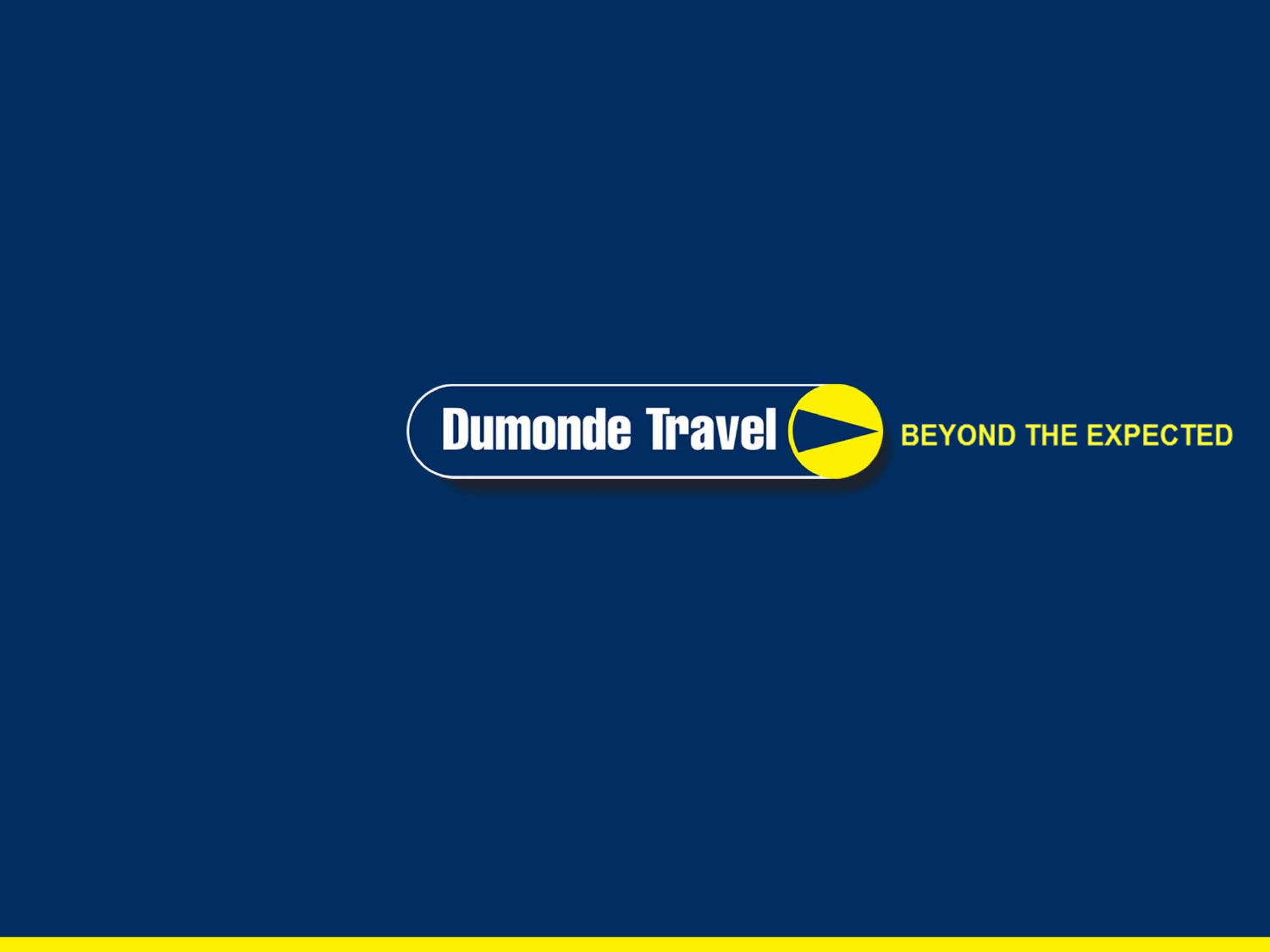# Dumonde Travel

BEYOND THE EXPECTED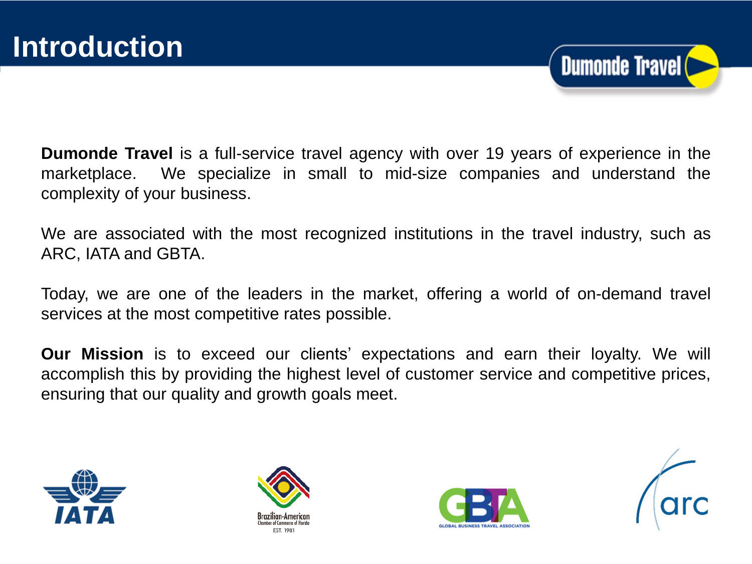# Introduction

**Dumonde Travel** is a full-service travel agency with over 19 years of experience in the marketplace. We specialize in small to mid-size companies and understand the complexity of your business.

We are associated with the most recognized institutions in the travel industry, such as ARC, IATA and GBTA.

Today, we are one of the leaders in the market, offering a world of on-demand travel services at the most competitive rates possible.

**Our Mission** is to exceed our clients' expectations and earn their loyalty. We will accomplish this by providing the highest level of customer service and competitive prices, ensuring that our quality and growth goals meet.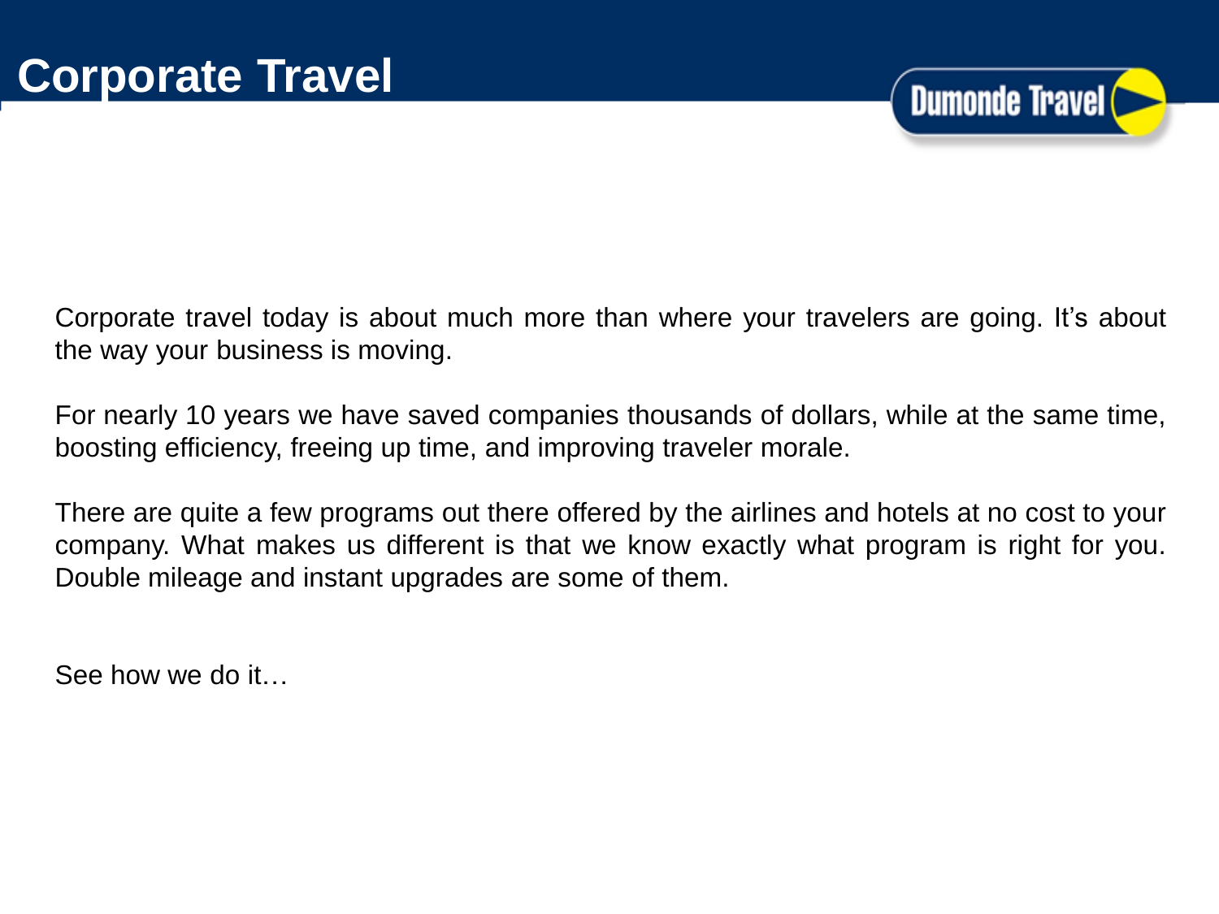# Corporate Travel

Dumonde Travel

Corporate travel today is about much more than where your travelers are going. It's about the way your business is moving.

For nearly 10 years we have saved companies thousands of dollars, while at the same time, boosting efficiency, freeing up time, and improving traveler morale.

There are quite a few programs out there offered by the airlines and hotels at no cost to your company. What makes us different is that we know exactly what program is right for you. Double mileage and instant upgrades are some of them.

See how we do it…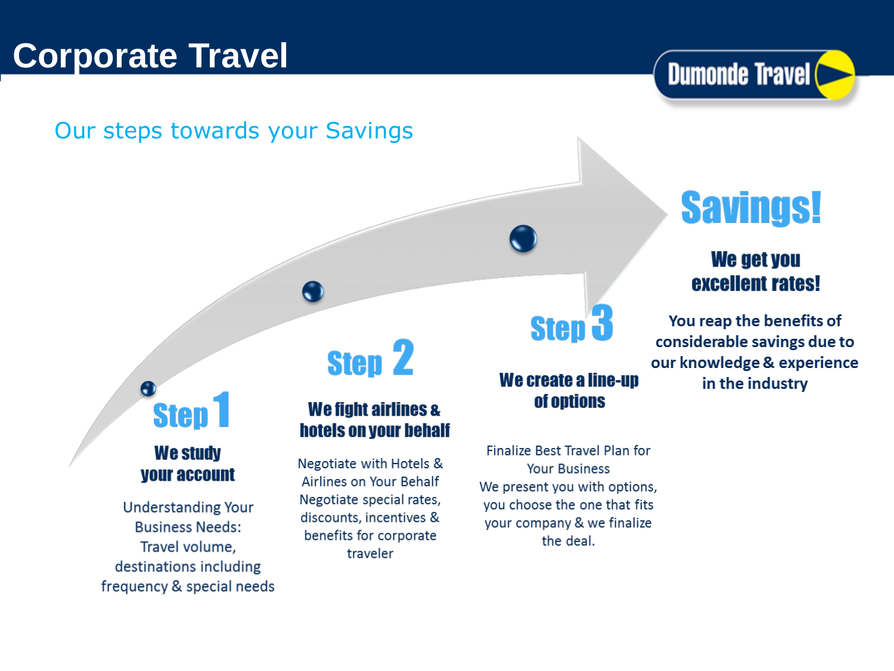# Corporate Travel

Dumonde Travel

## Our steps towards your Savings

### Step 1

**We study your account**

Understanding Your Business Needs: Travel volume, destinations including frequency & special needs

### Step 2

**We fight airlines & hotels on your behalf**

Negotiate with Hotels & Airlines on Your Behalf
Negotiate special rates, discounts, incentives & benefits for corporate traveler

### Step 3

**We create a line-up of options**

Finalize Best Travel Plan for Your Business
We present you with options, you choose the one that fits your company & we finalize the deal.

### Savings!

**We get you excellent rates!**

**You reap the benefits of considerable savings due to our knowledge & experience in the industry**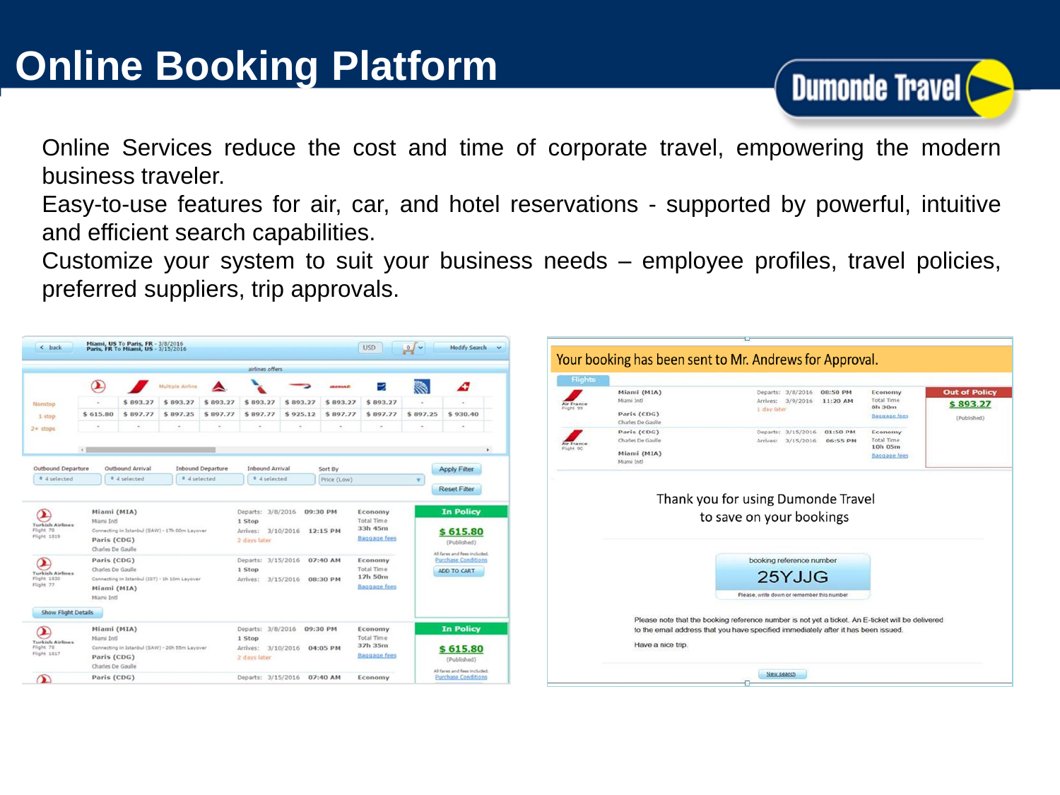# Online Booking Platform

Online Services reduce the cost and time of corporate travel, empowering the modern business traveler.

Easy-to-use features for air, car, and hotel reservations - supported by powerful, intuitive and efficient search capabilities.

Customize your system to suit your business needs – employee profiles, travel policies, preferred suppliers, trip approvals.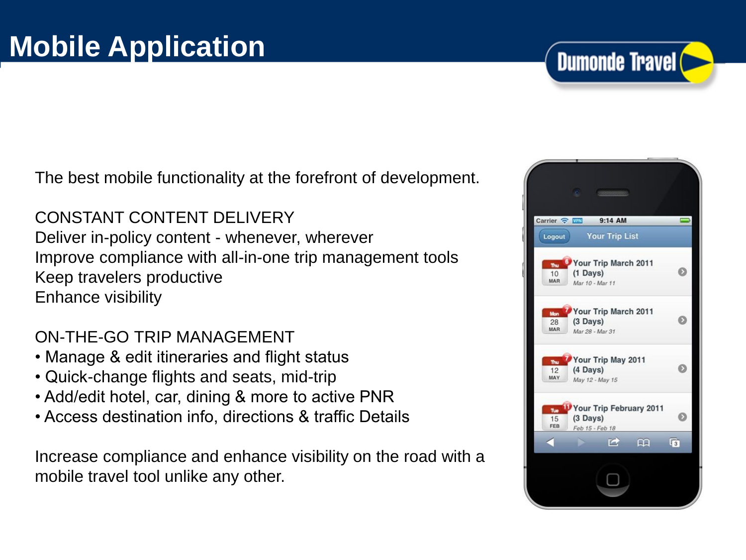# Mobile Application

The best mobile functionality at the forefront of development.

CONSTANT CONTENT DELIVERY
Deliver in-policy content - whenever, wherever
Improve compliance with all-in-one trip management tools
Keep travelers productive
Enhance visibility

ON-THE-GO TRIP MANAGEMENT

- Manage & edit itineraries and flight status
- Quick-change flights and seats, mid-trip
- Add/edit hotel, car, dining & more to active PNR
- Access destination info, directions & traffic Details

Increase compliance and enhance visibility on the road with a mobile travel tool unlike any other.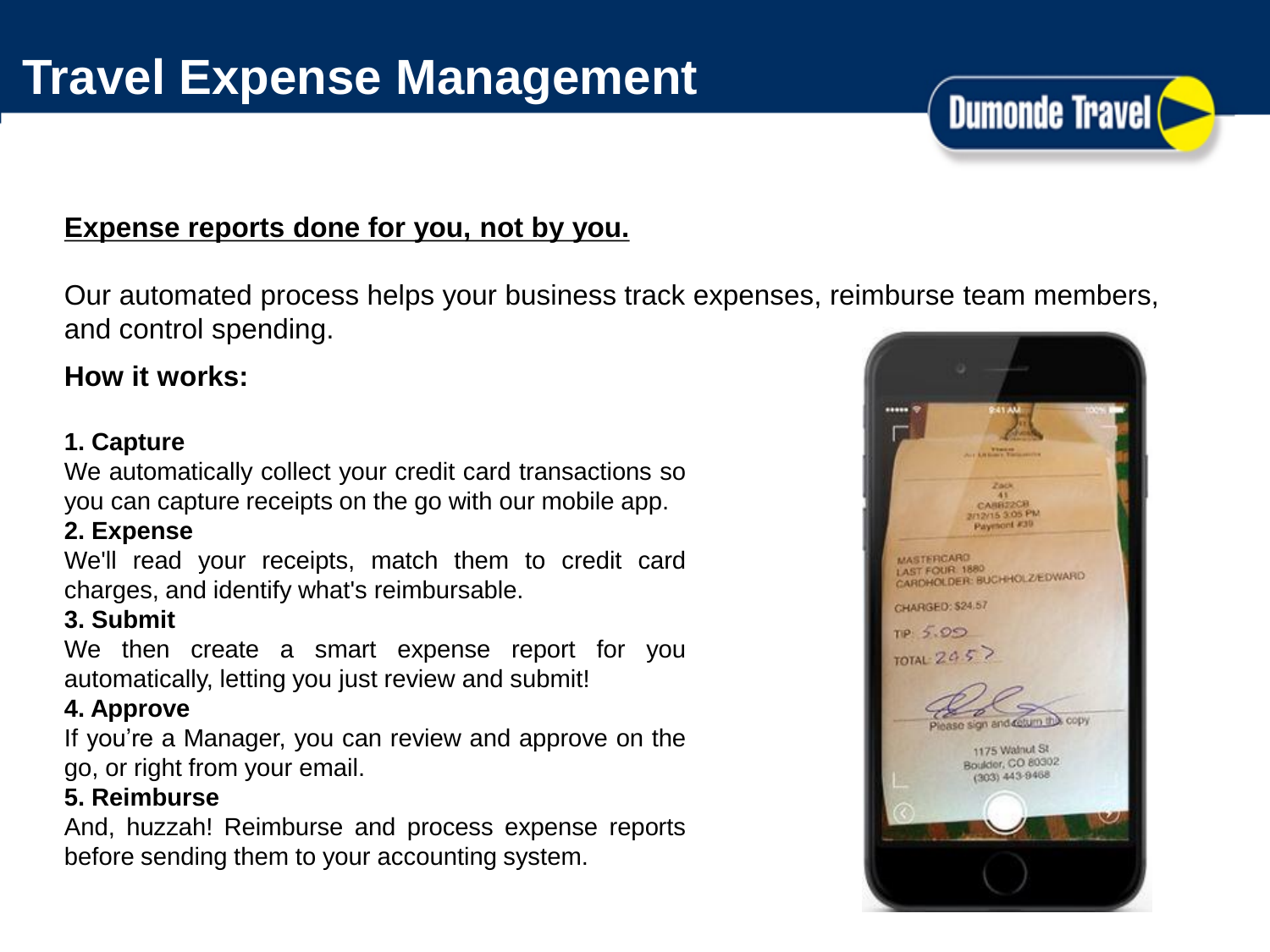# Travel Expense Management

Dumonde Travel

**Expense reports done for you, not by you.**

Our automated process helps your business track expenses, reimburse team members, and control spending.

**How it works:**

**1. Capture**
We automatically collect your credit card transactions so you can capture receipts on the go with our mobile app.

**2. Expense**
We'll read your receipts, match them to credit card charges, and identify what's reimbursable.

**3. Submit**
We then create a smart expense report for you automatically, letting you just review and submit!

**4. Approve**
If you're a Manager, you can review and approve on the go, or right from your email.

**5. Reimburse**
And, huzzah! Reimburse and process expense reports before sending them to your accounting system.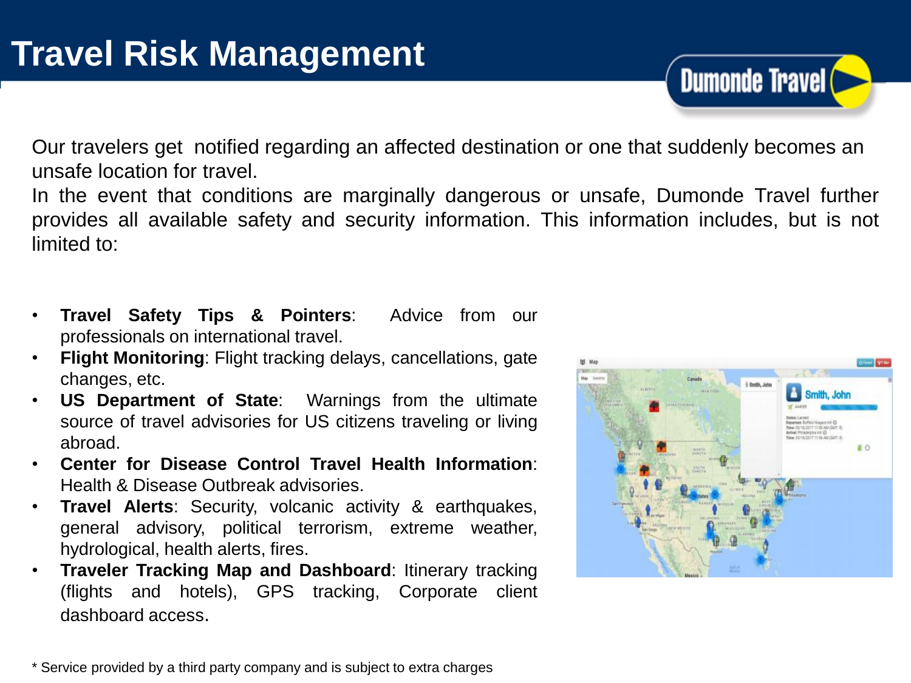# Travel Risk Management

Dumonde Travel

Our travelers get notified regarding an affected destination or one that suddenly becomes an unsafe location for travel.

In the event that conditions are marginally dangerous or unsafe, Dumonde Travel further provides all available safety and security information. This information includes, but is not limited to:

- **Travel Safety Tips & Pointers**: Advice from our professionals on international travel.
- **Flight Monitoring**: Flight tracking delays, cancellations, gate changes, etc.
- **US Department of State**: Warnings from the ultimate source of travel advisories for US citizens traveling or living abroad.
- **Center for Disease Control Travel Health Information**: Health & Disease Outbreak advisories.
- **Travel Alerts**: Security, volcanic activity & earthquakes, general advisory, political terrorism, extreme weather, hydrological, health alerts, fires.
- **Traveler Tracking Map and Dashboard**: Itinerary tracking (flights and hotels), GPS tracking, Corporate client dashboard access.

* Service provided by a third party company and is subject to extra charges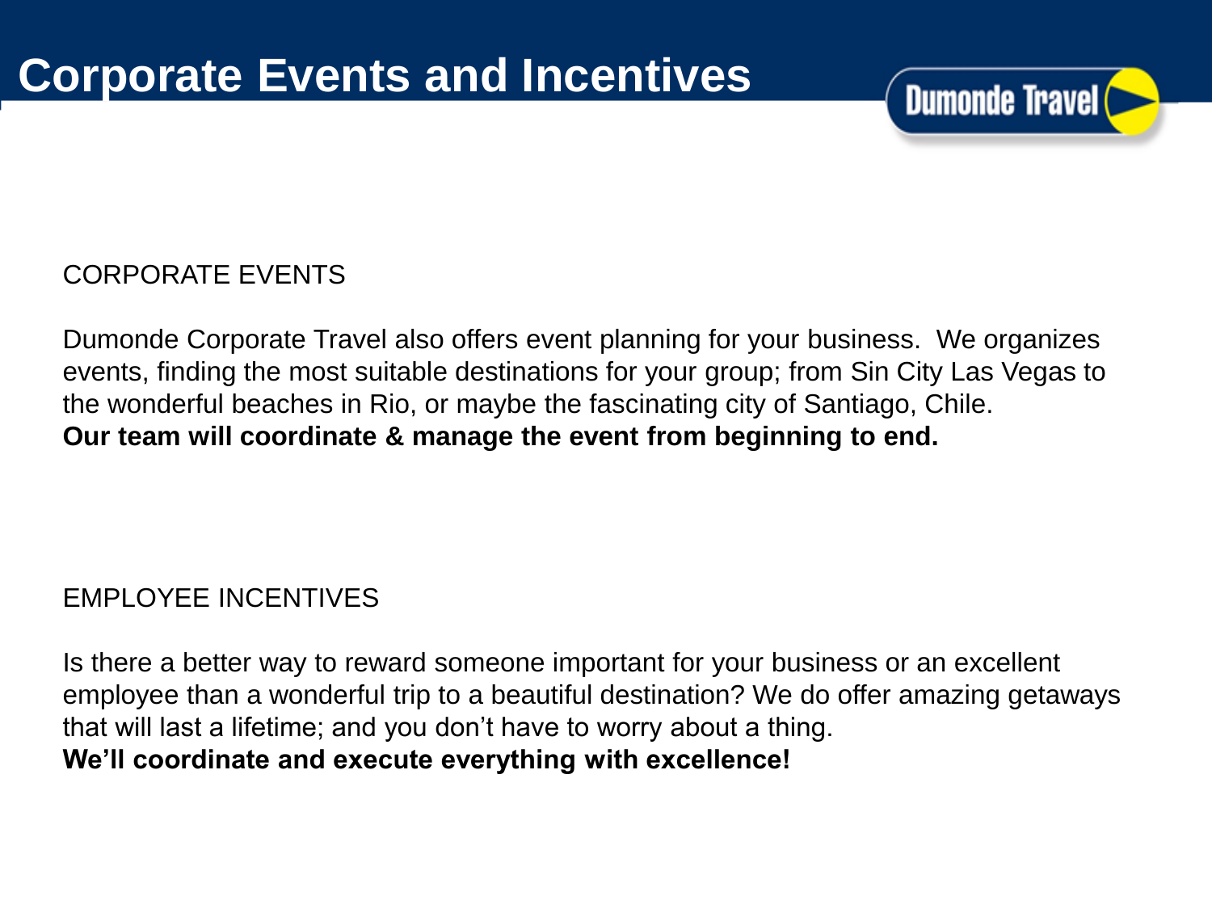# Corporate Events and Incentives

Dumonde Travel

CORPORATE EVENTS

Dumonde Corporate Travel also offers event planning for your business.  We organizes events, finding the most suitable destinations for your group; from Sin City Las Vegas to the wonderful beaches in Rio, or maybe the fascinating city of Santiago, Chile.
**Our team will coordinate & manage the event from beginning to end.**

EMPLOYEE INCENTIVES

Is there a better way to reward someone important for your business or an excellent employee than a wonderful trip to a beautiful destination? We do offer amazing getaways that will last a lifetime; and you don't have to worry about a thing.
**We'll coordinate and execute everything with excellence!**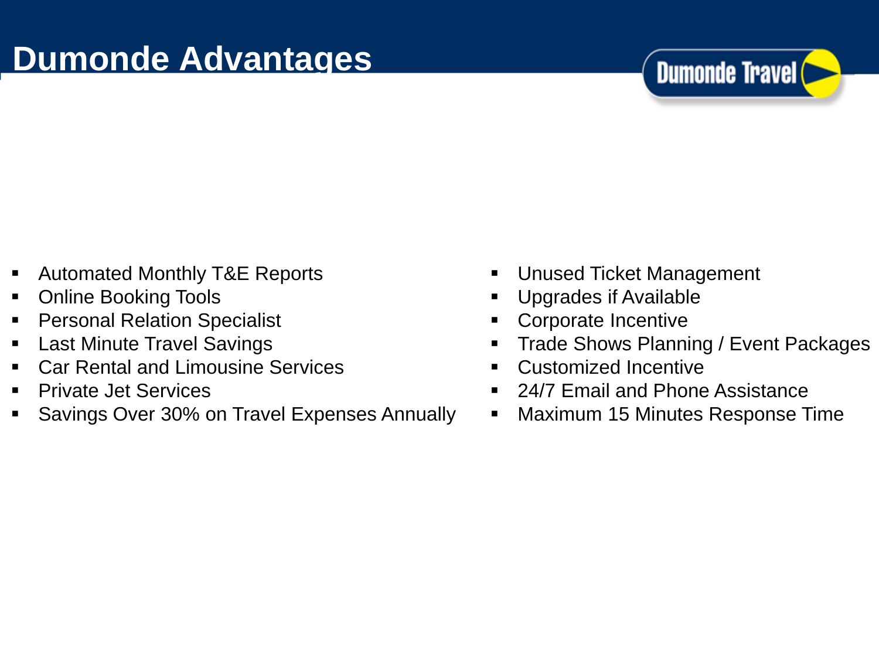# Dumonde Advantages

Dumonde Travel

- Automated Monthly T&E Reports
- Online Booking Tools
- Personal Relation Specialist
- Last Minute Travel Savings
- Car Rental and Limousine Services
- Private Jet Services
- Savings Over 30% on Travel Expenses Annually
- Unused Ticket Management
- Upgrades if Available
- Corporate Incentive
- Trade Shows Planning / Event Packages
- Customized Incentive
- 24/7 Email and Phone Assistance
- Maximum 15 Minutes Response Time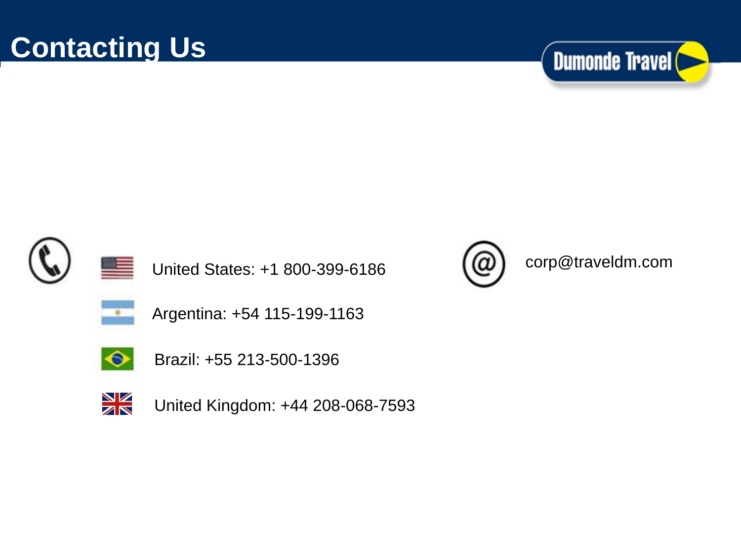# Contacting Us

Dumonde Travel

United States: +1 800-399-6186

Argentina: +54 115-199-1163

Brazil: +55 213-500-1396

United Kingdom: +44 208-068-7593

corp@traveldm.com